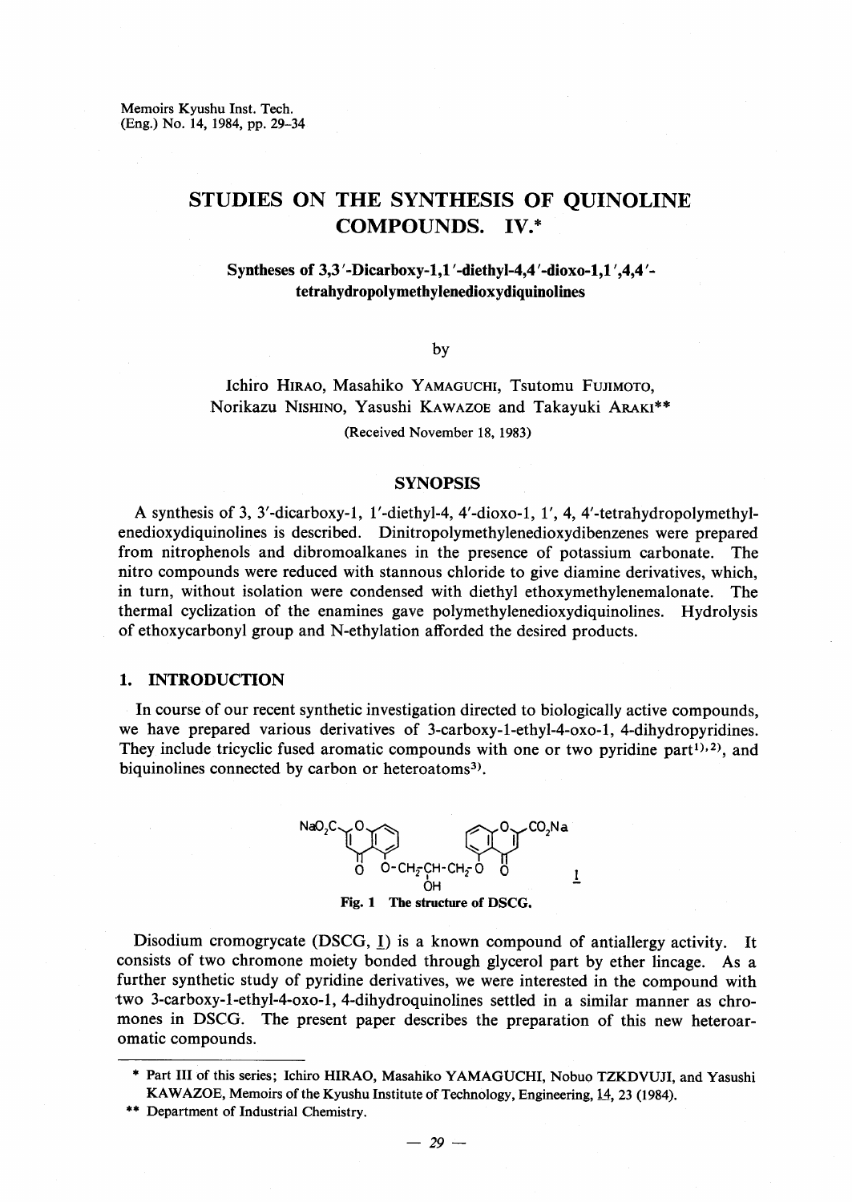Memoirs Kyushu Inst. Tech. (Eng.) No. 14, 1984, pp. 29–34

# STUDIES ON THE SYNTHESIS OF QUINOLINE COMPOUNDS. IV.*

### Syntheses of 3,3′-Dicarboxy-1,1′-diethyl-4,4′-dioxo-1,1′,4,4′-tetrahydropolymethylenedioxydiquinolines

by

Ichiro HIRAO, Masahiko YAMAGUCHI, Tsutomu FUJIMOTO, Norikazu NISHINO, Yasushi KAWAZOE and Takayuki ARAKI**

(Received November 18, 1983)

## SYNOPSIS

A synthesis of 3, 3′-dicarboxy-1, 1′-diethyl-4, 4′-dioxo-1, 1′, 4, 4′-tetrahydropolymethylenedioxydiquinolines is described. Dinitropolymethylenedioxydibenzenes were prepared from nitrophenols and dibromoalkanes in the presence of potassium carbonate. The nitro compounds were reduced with stannous chloride to give diamine derivatives, which, in turn, without isolation were condensed with diethyl ethoxymethylenemalonate. The thermal cyclization of the enamines gave polymethylenedioxydiquinolines. Hydrolysis of ethoxycarbonyl group and N-ethylation afforded the desired products.

## 1. INTRODUCTION

In course of our recent synthetic investigation directed to biologically active compounds, we have prepared various derivatives of 3-carboxy-1-ethyl-4-oxo-1, 4-dihydropyridines. They include tricyclic fused aromatic compounds with one or two pyridine part[1),2)], and biquinolines connected by carbon or heteroatoms[3)].

Fig. 1 The structure of DSCG.

Disodium cromogrycate (DSCG, I) is a known compound of antiallergy activity. It consists of two chromone moiety bonded through glycerol part by ether lincage. As a further synthetic study of pyridine derivatives, we were interested in the compound with two 3-carboxy-1-ethyl-4-oxo-1, 4-dihydroquinolines settled in a similar manner as chromones in DSCG. The present paper describes the preparation of this new heteroaromatic compounds.

---

\* Part III of this series; Ichiro HIRAO, Masahiko YAMAGUCHI, Nobuo TZKDVUJI, and Yasushi KAWAZOE, Memoirs of the Kyushu Institute of Technology, Engineering, 14, 23 (1984).

\*\* Department of Industrial Chemistry.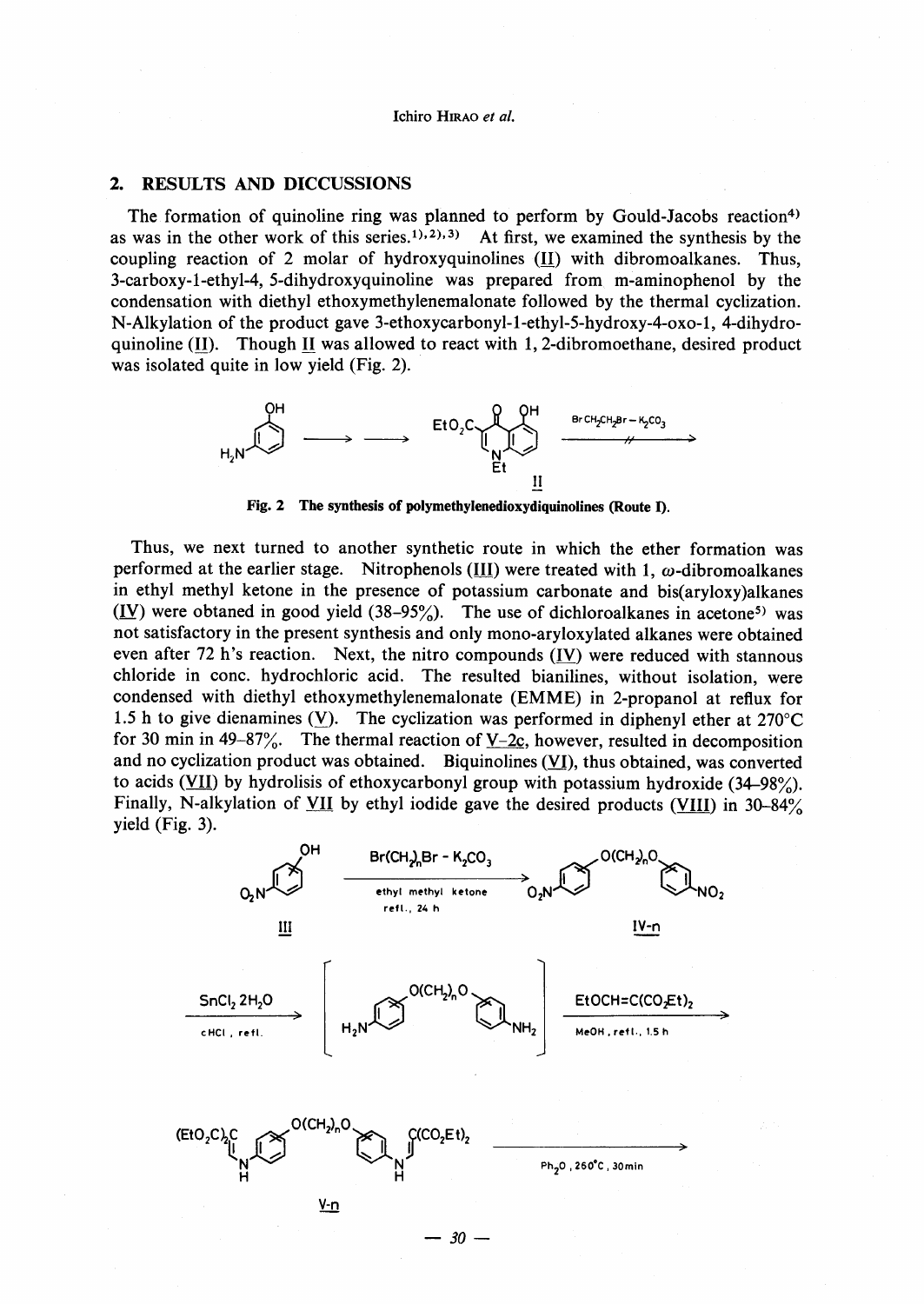## 2. RESULTS AND DICCUSSIONS

The formation of quinoline ring was planned to perform by Gould-Jacobs reaction[4] as was in the other work of this series.[1),2),3)] At first, we examined the synthesis by the coupling reaction of 2 molar of hydroxyquinolines (II) with dibromoalkanes. Thus, 3-carboxy-1-ethyl-4, 5-dihydroxyquinoline was prepared from m-aminophenol by the condensation with diethyl ethoxymethylenemalonate followed by the thermal cyclization. N-Alkylation of the product gave 3-ethoxycarbonyl-1-ethyl-5-hydroxy-4-oxo-1, 4-dihydroquinoline (II). Though II was allowed to react with 1, 2-dibromoethane, desired product was isolated quite in low yield (Fig. 2).

Fig. 2 The synthesis of polymethylenedioxydiquinolines (Route I).

Thus, we next turned to another synthetic route in which the ether formation was performed at the earlier stage. Nitrophenols (III) were treated with 1, ω-dibromoalkanes in ethyl methyl ketone in the presence of potassium carbonate and bis(aryloxy)alkanes (IV) were obtained in good yield (38–95%). The use of dichloroalkanes in acetone[5] was not satisfactory in the present synthesis and only mono-aryloxylated alkanes were obtained even after 72 h's reaction. Next, the nitro compounds (IV) were reduced with stannous chloride in conc. hydrochloric acid. The resulted bianilines, without isolation, were condensed with diethyl ethoxymethylenemalonate (EMME) in 2-propanol at reflux for 1.5 h to give dienamines (V). The cyclization was performed in diphenyl ether at 270°C for 30 min in 49–87%. The thermal reaction of V-2c, however, resulted in decomposition and no cyclization product was obtained. Biquinolines (VI), thus obtained, was converted to acids (VII) by hydrolisis of ethoxycarbonyl group with potassium hydroxide (34–98%). Finally, N-alkylation of VII by ethyl iodide gave the desired products (VIII) in 30–84% yield (Fig. 3).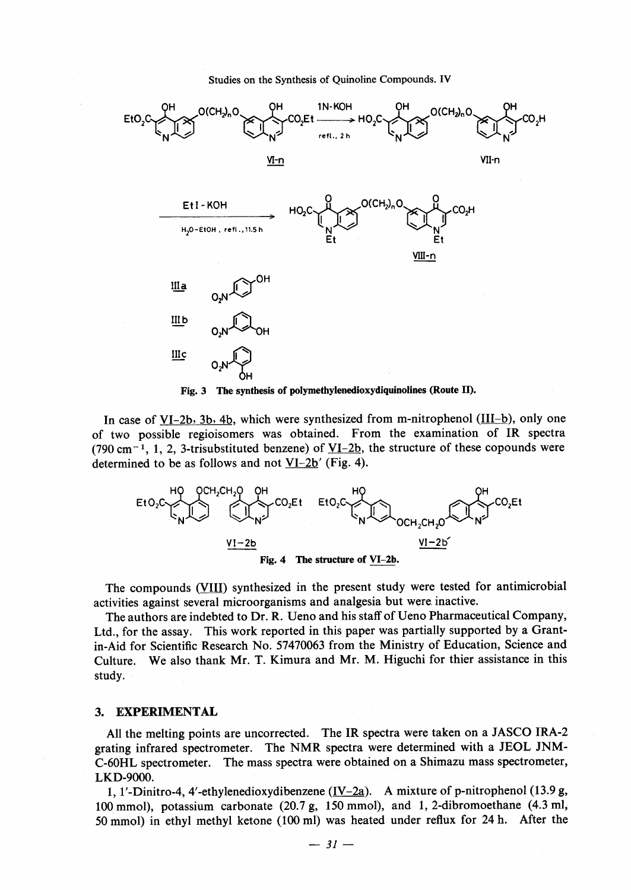VI-n → (1N-KOH, refl., 2 h) → VII-n → (EtI-KOH, $H_2O$-EtOH, refl., 11.5 h) → VIII-n

IIIa, IIIb, IIIc

Fig. 3 The synthesis of polymethylenedioxydiquinolines (Route II).

In case of VI-2b, 3b, 4b, which were synthesized from m-nitrophenol (III-b), only one of two possible regioisomers was obtained. From the examination of IR spectra ($790\ cm^{-1}$, 1, 2, 3-trisubstituted benzene) of VI-2b, the structure of these copounds were determined to be as follows and not VI-2b′ (Fig. 4).

VI-2b VI-2b′

Fig. 4 The structure of VI-2b.

The compounds (VIII) synthesized in the present study were tested for antimicrobial activities against several microorganisms and analgesia but were inactive.

The authors are indebted to Dr. R. Ueno and his staff of Ueno Pharmaceutical Company, Ltd., for the assay. This work reported in this paper was partially supported by a Grant-in-Aid for Scientific Research No. 57470063 from the Ministry of Education, Science and Culture. We also thank Mr. T. Kimura and Mr. M. Higuchi for thier assistance in this study.

## 3. EXPERIMENTAL

All the melting points are uncorrected. The IR spectra were taken on a JASCO IRA-2 grating infrared spectrometer. The NMR spectra were determined with a JEOL JNM-C-60HL spectrometer. The mass spectra were obtained on a Shimazu mass spectrometer, LKD-9000.

1, 1′-Dinitro-4, 4′-ethylenedioxydibenzene (IV-2a). A mixture of p-nitrophenol (13.9 g, 100 mmol), potassium carbonate (20.7 g, 150 mmol), and 1, 2-dibromoethane (4.3 ml, 50 mmol) in ethyl methyl ketone (100 ml) was heated under reflux for 24 h. After the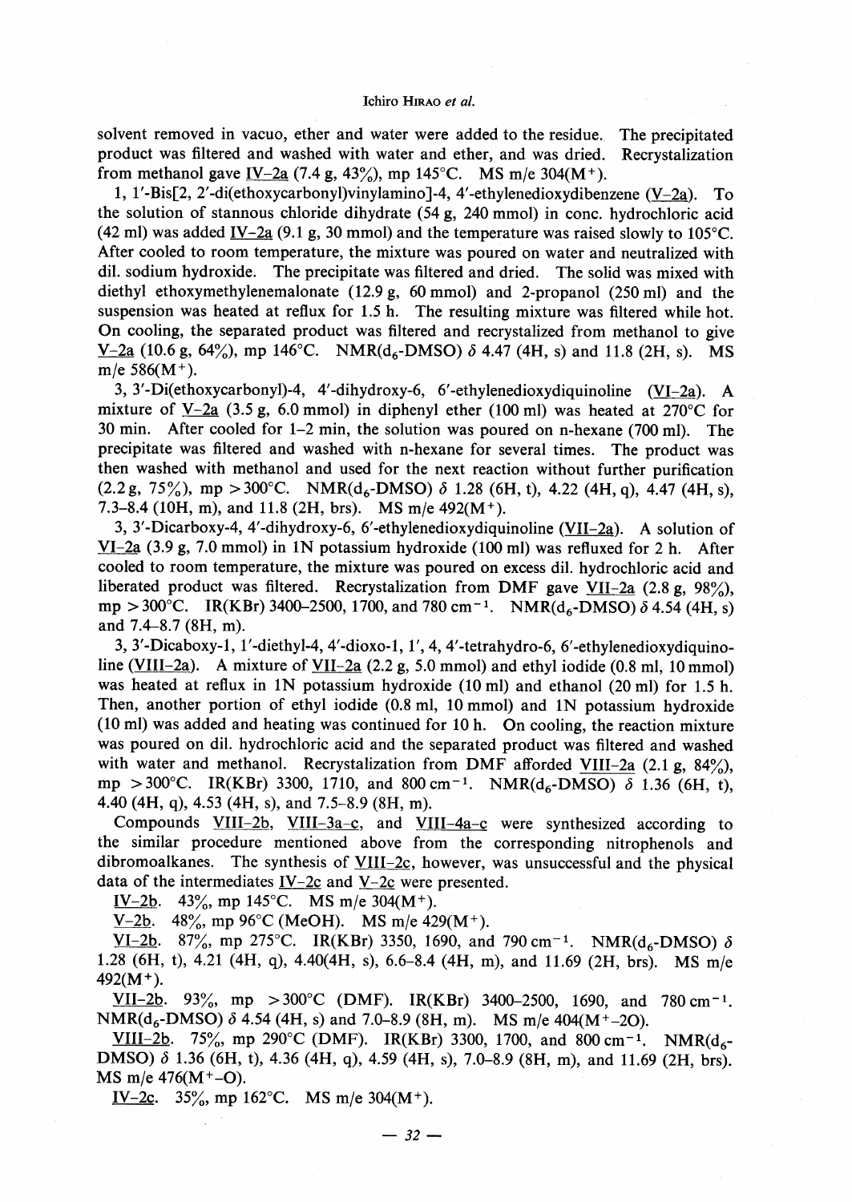solvent removed in vacuo, ether and water were added to the residue. The precipitated product was filtered and washed with water and ether, and was dried. Recrystalization from methanol gave IV-2a (7.4 g, 43%), mp 145°C. MS m/e 304($M^+$).

1, 1'-Bis[2, 2'-di(ethoxycarbonyl)vinylamino]-4, 4'-ethylenedioxydibenzene (V-2a). To the solution of stannous chloride dihydrate (54 g, 240 mmol) in conc. hydrochloric acid (42 ml) was added IV-2a (9.1 g, 30 mmol) and the temperature was raised slowly to 105°C. After cooled to room temperature, the mixture was poured on water and neutralized with dil. sodium hydroxide. The precipitate was filtered and dried. The solid was mixed with diethyl ethoxymethylenemalonate (12.9 g, 60 mmol) and 2-propanol (250 ml) and the suspension was heated at reflux for 1.5 h. The resulting mixture was filtered while hot. On cooling, the separated product was filtered and recrystalized from methanol to give V-2a (10.6 g, 64%), mp 146°C. NMR($d_6$-DMSO) $\delta$ 4.47 (4H, s) and 11.8 (2H, s). MS m/e 586($M^+$).

3, 3'-Di(ethoxycarbonyl)-4, 4'-dihydroxy-6, 6'-ethylenedioxydiquinoline (VI-2a). A mixture of V-2a (3.5 g, 6.0 mmol) in diphenyl ether (100 ml) was heated at 270°C for 30 min. After cooled for 1–2 min, the solution was poured on n-hexane (700 ml). The precipitate was filtered and washed with n-hexane for several times. The product was then washed with methanol and used for the next reaction without further purification (2.2 g, 75%), mp >300°C. NMR($d_6$-DMSO) $\delta$ 1.28 (6H, t), 4.22 (4H, q), 4.47 (4H, s), 7.3–8.4 (10H, m), and 11.8 (2H, brs). MS m/e 492($M^+$).

3, 3'-Dicarboxy-4, 4'-dihydroxy-6, 6'-ethylenedioxydiquinoline (VII-2a). A solution of VI-2a (3.9 g, 7.0 mmol) in 1N potassium hydroxide (100 ml) was refluxed for 2 h. After cooled to room temperature, the mixture was poured on excess dil. hydrochloric acid and liberated product was filtered. Recrystalization from DMF gave VII-2a (2.8 g, 98%), mp >300°C. IR(KBr) 3400–2500, 1700, and 780 $cm^{-1}$. NMR($d_6$-DMSO) $\delta$ 4.54 (4H, s) and 7.4–8.7 (8H, m).

3, 3'-Dicaboxy-1, 1'-diethyl-4, 4'-dioxo-1, 1', 4, 4'-tetrahydro-6, 6'-ethylenedioxydiquinoline (VIII-2a). A mixture of VII-2a (2.2 g, 5.0 mmol) and ethyl iodide (0.8 ml, 10 mmol) was heated at reflux in 1N potassium hydroxide (10 ml) and ethanol (20 ml) for 1.5 h. Then, another portion of ethyl iodide (0.8 ml, 10 mmol) and 1N potassium hydroxide (10 ml) was added and heating was continued for 10 h. On cooling, the reaction mixture was poured on dil. hydrochloric acid and the separated product was filtered and washed with water and methanol. Recrystalization from DMF afforded VIII-2a (2.1 g, 84%), mp >300°C. IR(KBr) 3300, 1710, and 800 $cm^{-1}$. NMR($d_6$-DMSO) $\delta$ 1.36 (6H, t), 4.40 (4H, q), 4.53 (4H, s), and 7.5–8.9 (8H, m).

Compounds VIII-2b, VIII-3a–c, and VIII-4a–c were synthesized according to the similar procedure mentioned above from the corresponding nitrophenols and dibromoalkanes. The synthesis of VIII-2c, however, was unsuccessful and the physical data of the intermediates IV-2c and V-2c were presented.

IV-2b. 43%, mp 145°C. MS m/e 304($M^+$).

V-2b. 48%, mp 96°C (MeOH). MS m/e 429($M^+$).

VI-2b. 87%, mp 275°C. IR(KBr) 3350, 1690, and 790 $cm^{-1}$. NMR($d_6$-DMSO) $\delta$ 1.28 (6H, t), 4.21 (4H, q), 4.40(4H, s), 6.6–8.4 (4H, m), and 11.69 (2H, brs). MS m/e 492($M^+$).

VII-2b. 93%, mp >300°C (DMF). IR(KBr) 3400–2500, 1690, and 780 $cm^{-1}$. NMR($d_6$-DMSO) $\delta$ 4.54 (4H, s) and 7.0–8.9 (8H, m). MS m/e 404($M^+$–2O).

VIII-2b. 75%, mp 290°C (DMF). IR(KBr) 3300, 1700, and 800 $cm^{-1}$. NMR($d_6$-DMSO) $\delta$ 1.36 (6H, t), 4.36 (4H, q), 4.59 (4H, s), 7.0–8.9 (8H, m), and 11.69 (2H, brs). MS m/e 476($M^+$–O).

IV-2c. 35%, mp 162°C. MS m/e 304($M^+$).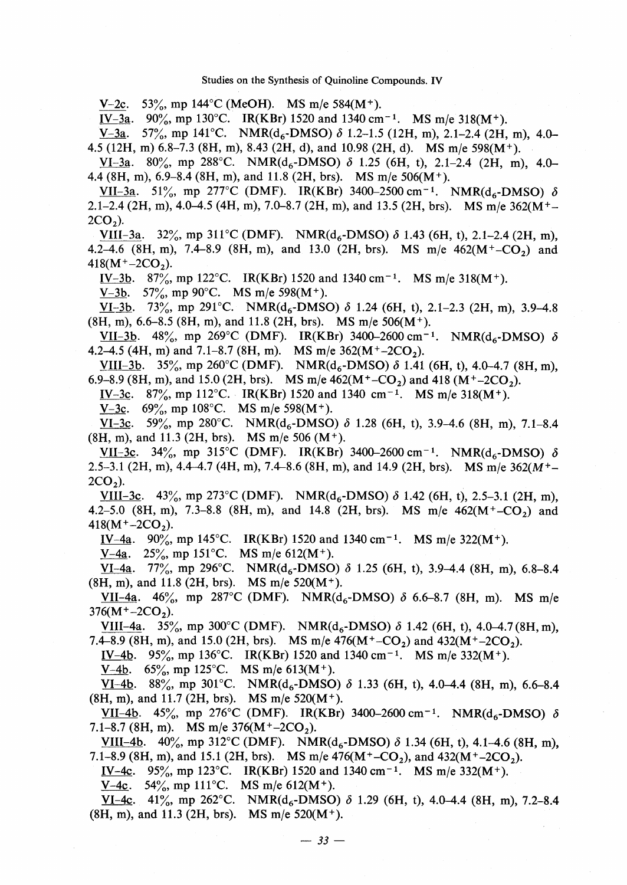V-2c. 53%, mp 144°C (MeOH). MS m/e 584($M^+$).

IV-3a. 90%, mp 130°C. IR(KBr) 1520 and 1340 $cm^{-1}$. MS m/e 318($M^+$).

V-3a. 57%, mp 141°C. NMR($d_6$-DMSO) $\delta$ 1.2–1.5 (12H, m), 2.1–2.4 (2H, m), 4.0–4.5 (12H, m) 6.8–7.3 (8H, m), 8.43 (2H, d), and 10.98 (2H, d). MS m/e 598($M^+$).

VI-3a. 80%, mp 288°C. NMR($d_6$-DMSO) $\delta$ 1.25 (6H, t), 2.1–2.4 (2H, m), 4.0–4.4 (8H, m), 6.9–8.4 (8H, m), and 11.8 (2H, brs). MS m/e 506($M^+$).

VII-3a. 51%, mp 277°C (DMF). IR(KBr) 3400–2500 $cm^{-1}$. NMR($d_6$-DMSO) $\delta$ 2.1–2.4 (2H, m), 4.0–4.5 (4H, m), 7.0–8.7 (2H, m), and 13.5 (2H, brs). MS m/e 362($M^+$–$2CO_2$).

VIII-3a. 32%, mp 311°C (DMF). NMR($d_6$-DMSO) $\delta$ 1.43 (6H, t), 2.1–2.4 (2H, m), 4.2–4.6 (8H, m), 7.4–8.9 (8H, m), and 13.0 (2H, brs). MS m/e 462($M^+$–$CO_2$) and 418($M^+$–$2CO_2$).

IV-3b. 87%, mp 122°C. IR(KBr) 1520 and 1340 $cm^{-1}$. MS m/e 318($M^+$).

V-3b. 57%, mp 90°C. MS m/e 598($M^+$).

VI-3b. 73%, mp 291°C. NMR($d_6$-DMSO) $\delta$ 1.24 (6H, t), 2.1–2.3 (2H, m), 3.9–4.8 (8H, m), 6.6–8.5 (8H, m), and 11.8 (2H, brs). MS m/e 506($M^+$).

VII-3b. 48%, mp 269°C (DMF). IR(KBr) 3400–2600 $cm^{-1}$. NMR($d_6$-DMSO) $\delta$ 4.2–4.5 (4H, m) and 7.1–8.7 (8H, m). MS m/e 362($M^+$–$2CO_2$).

VIII-3b. 35%, mp 260°C (DMF). NMR($d_6$-DMSO) $\delta$ 1.41 (6H, t), 4.0–4.7 (8H, m), 6.9–8.9 (8H, m), and 15.0 (2H, brs). MS m/e 462($M^+$–$CO_2$) and 418 ($M^+$–$2CO_2$).

IV-3c. 87%, mp 112°C. IR(KBr) 1520 and 1340 $cm^{-1}$. MS m/e 318($M^+$).

V-3c. 69%, mp 108°C. MS m/e 598($M^+$).

VI-3c. 59%, mp 280°C. NMR($d_6$-DMSO) $\delta$ 1.28 (6H, t), 3.9–4.6 (8H, m), 7.1–8.4 (8H, m), and 11.3 (2H, brs). MS m/e 506 ($M^+$).

VII-3c. 34%, mp 315°C (DMF). IR(KBr) 3400–2600 $cm^{-1}$. NMR($d_6$-DMSO) $\delta$ 2.5–3.1 (2H, m), 4.4–4.7 (4H, m), 7.4–8.6 (8H, m), and 14.9 (2H, brs). MS m/e 362($M^+$–$2CO_2$).

VIII-3c. 43%, mp 273°C (DMF). NMR($d_6$-DMSO) $\delta$ 1.42 (6H, t), 2.5–3.1 (2H, m), 4.2–5.0 (8H, m), 7.3–8.8 (8H, m), and 14.8 (2H, brs). MS m/e 462($M^+$–$CO_2$) and 418($M^+$–$2CO_2$).

IV-4a. 90%, mp 145°C. IR(KBr) 1520 and 1340 $cm^{-1}$. MS m/e 322($M^+$).

V-4a. 25%, mp 151°C. MS m/e 612($M^+$).

VI-4a. 77%, mp 296°C. NMR($d_6$-DMSO) $\delta$ 1.25 (6H, t), 3.9–4.4 (8H, m), 6.8–8.4 (8H, m), and 11.8 (2H, brs). MS m/e 520($M^+$).

VII-4a. 46%, mp 287°C (DMF). NMR($d_6$-DMSO) $\delta$ 6.6–8.7 (8H, m). MS m/e 376($M^+$–$2CO_2$).

VIII-4a. 35%, mp 300°C (DMF). NMR($d_6$-DMSO) $\delta$ 1.42 (6H, t), 4.0–4.7 (8H, m), 7.4–8.9 (8H, m), and 15.0 (2H, brs). MS m/e 476($M^+$–$CO_2$) and 432($M^+$–$2CO_2$).

IV-4b. 95%, mp 136°C. IR(KBr) 1520 and 1340 $cm^{-1}$. MS m/e 332($M^+$).

V-4b. 65%, mp 125°C. MS m/e 613($M^+$).

VI-4b. 88%, mp 301°C. NMR($d_6$-DMSO) $\delta$ 1.33 (6H, t), 4.0–4.4 (8H, m), 6.6–8.4 (8H, m), and 11.7 (2H, brs). MS m/e 520($M^+$).

VII-4b. 45%, mp 276°C (DMF). IR(KBr) 3400–2600 $cm^{-1}$. NMR($d_6$-DMSO) $\delta$ 7.1–8.7 (8H, m). MS m/e 376($M^+$–$2CO_2$).

VIII-4b. 40%, mp 312°C (DMF). NMR($d_6$-DMSO) $\delta$ 1.34 (6H, t), 4.1–4.6 (8H, m), 7.1–8.9 (8H, m), and 15.1 (2H, brs). MS m/e 476($M^+$–$CO_2$), and 432($M^+$–$2CO_2$).

IV-4c. 95%, mp 123°C. IR(KBr) 1520 and 1340 $cm^{-1}$. MS m/e 332($M^+$).

V-4c. 54%, mp 111°C. MS m/e 612($M^+$).

VI-4c. 41%, mp 262°C. NMR($d_6$-DMSO) $\delta$ 1.29 (6H, t), 4.0–4.4 (8H, m), 7.2–8.4 (8H, m), and 11.3 (2H, brs). MS m/e 520($M^+$).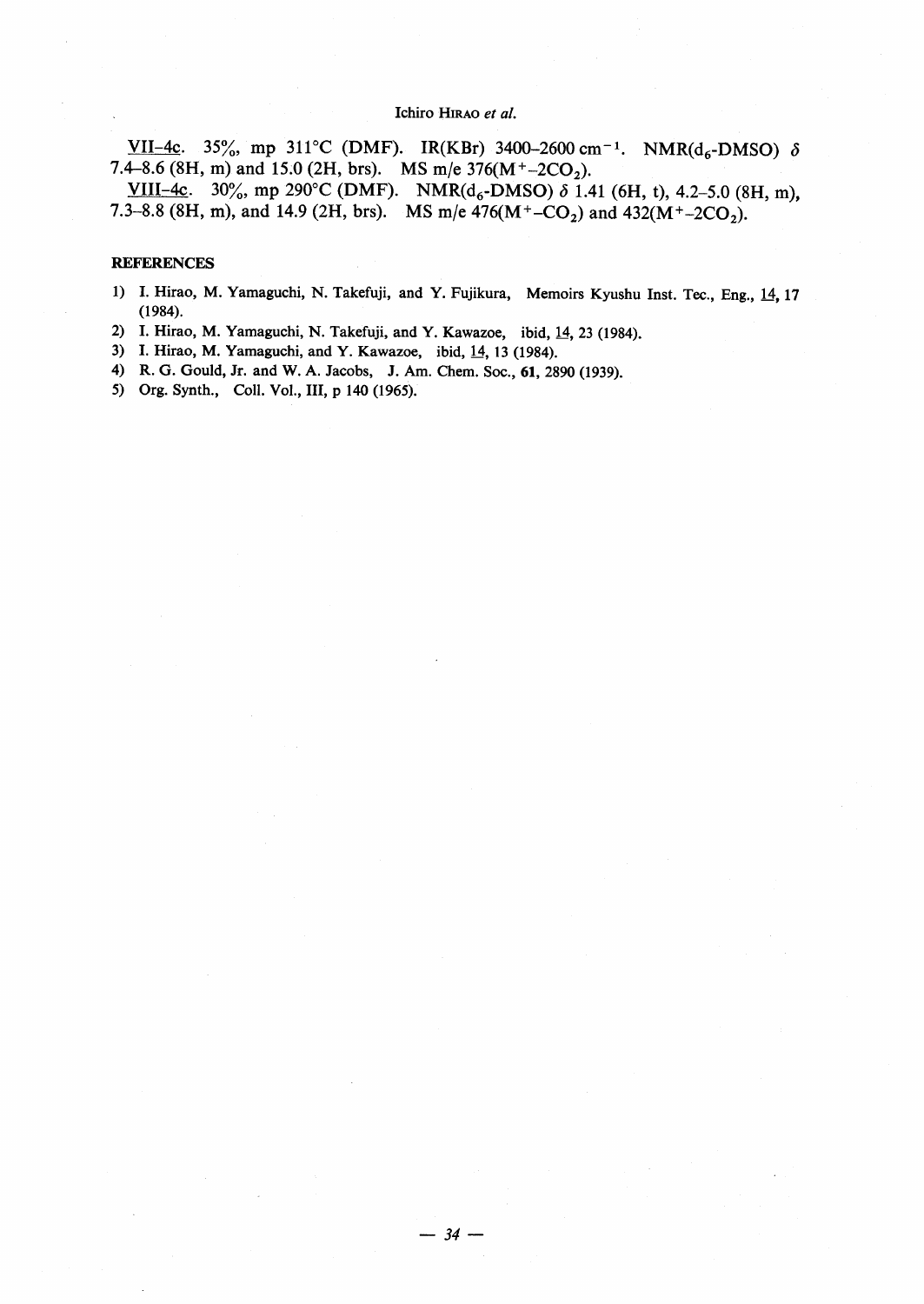VII–4c. 35%, mp 311°C (DMF). IR(KBr) 3400–2600 $cm^{-1}$. NMR($d_6$-DMSO) $\delta$ 7.4–8.6 (8H, m) and 15.0 (2H, brs). MS m/e 376($M^+$–$2CO_2$).

VIII–4c. 30%, mp 290°C (DMF). NMR($d_6$-DMSO) $\delta$ 1.41 (6H, t), 4.2–5.0 (8H, m), 7.3–8.8 (8H, m), and 14.9 (2H, brs). MS m/e 476($M^+$–$CO_2$) and 432($M^+$–$2CO_2$).

## REFERENCES

1) I. Hirao, M. Yamaguchi, N. Takefuji, and Y. Fujikura, Memoirs Kyushu Inst. Tec., Eng., 14, 17 (1984).
2) I. Hirao, M. Yamaguchi, N. Takefuji, and Y. Kawazoe, ibid, 14, 23 (1984).
3) I. Hirao, M. Yamaguchi, and Y. Kawazoe, ibid, 14, 13 (1984).
4) R. G. Gould, Jr. and W. A. Jacobs, J. Am. Chem. Soc., **61**, 2890 (1939).
5) Org. Synth., Coll. Vol., III, p 140 (1965).